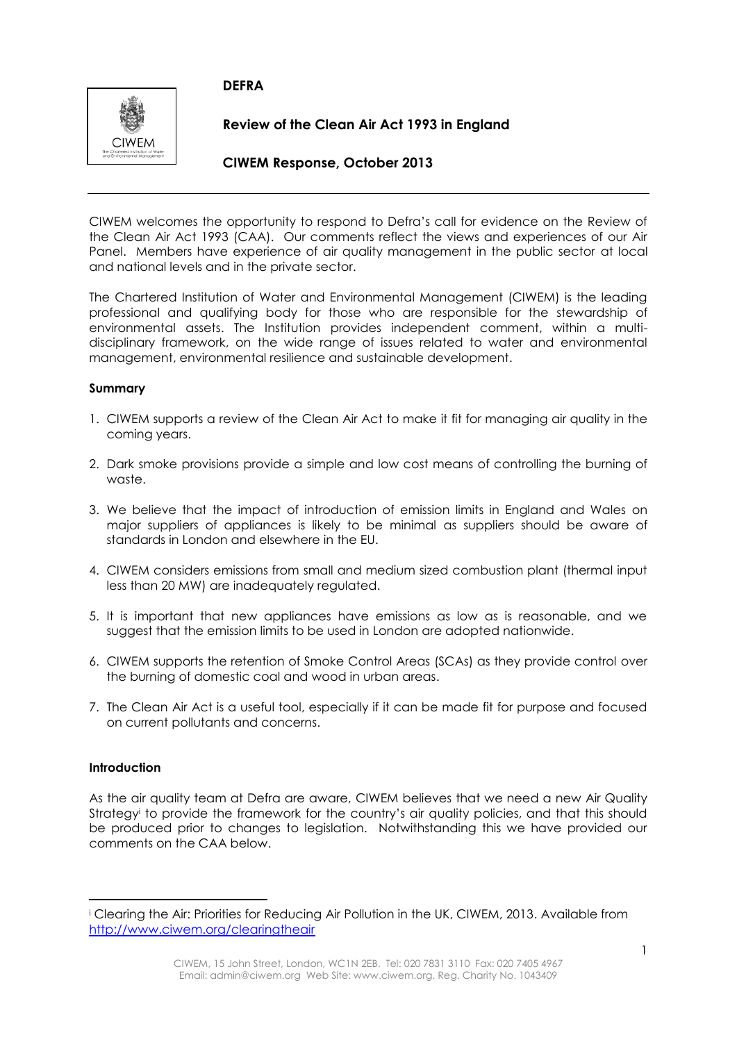**DEFRA**

**Review of the Clean Air Act 1993 in England**

**CIWEM Response, October 2013**

---

CIWEM welcomes the opportunity to respond to Defra's call for evidence on the Review of the Clean Air Act 1993 (CAA). Our comments reflect the views and experiences of our Air Panel. Members have experience of air quality management in the public sector at local and national levels and in the private sector.

The Chartered Institution of Water and Environmental Management (CIWEM) is the leading professional and qualifying body for those who are responsible for the stewardship of environmental assets. The Institution provides independent comment, within a multi-disciplinary framework, on the wide range of issues related to water and environmental management, environmental resilience and sustainable development.

**Summary**

1. CIWEM supports a review of the Clean Air Act to make it fit for managing air quality in the coming years.
2. Dark smoke provisions provide a simple and low cost means of controlling the burning of waste.
3. We believe that the impact of introduction of emission limits in England and Wales on major suppliers of appliances is likely to be minimal as suppliers should be aware of standards in London and elsewhere in the EU.
4. CIWEM considers emissions from small and medium sized combustion plant (thermal input less than 20 MW) are inadequately regulated.
5. It is important that new appliances have emissions as low as is reasonable, and we suggest that the emission limits to be used in London are adopted nationwide.
6. CIWEM supports the retention of Smoke Control Areas (SCAs) as they provide control over the burning of domestic coal and wood in urban areas.
7. The Clean Air Act is a useful tool, especially if it can be made fit for purpose and focused on current pollutants and concerns.

**Introduction**

As the air quality team at Defra are aware, CIWEM believes that we need a new Air Quality Strategy[i] to provide the framework for the country's air quality policies, and that this should be produced prior to changes to legislation. Notwithstanding this we have provided our comments on the CAA below.

---

[i] Clearing the Air: Priorities for Reducing Air Pollution in the UK, CIWEM, 2013. Available from http://www.ciwem.org/clearingtheair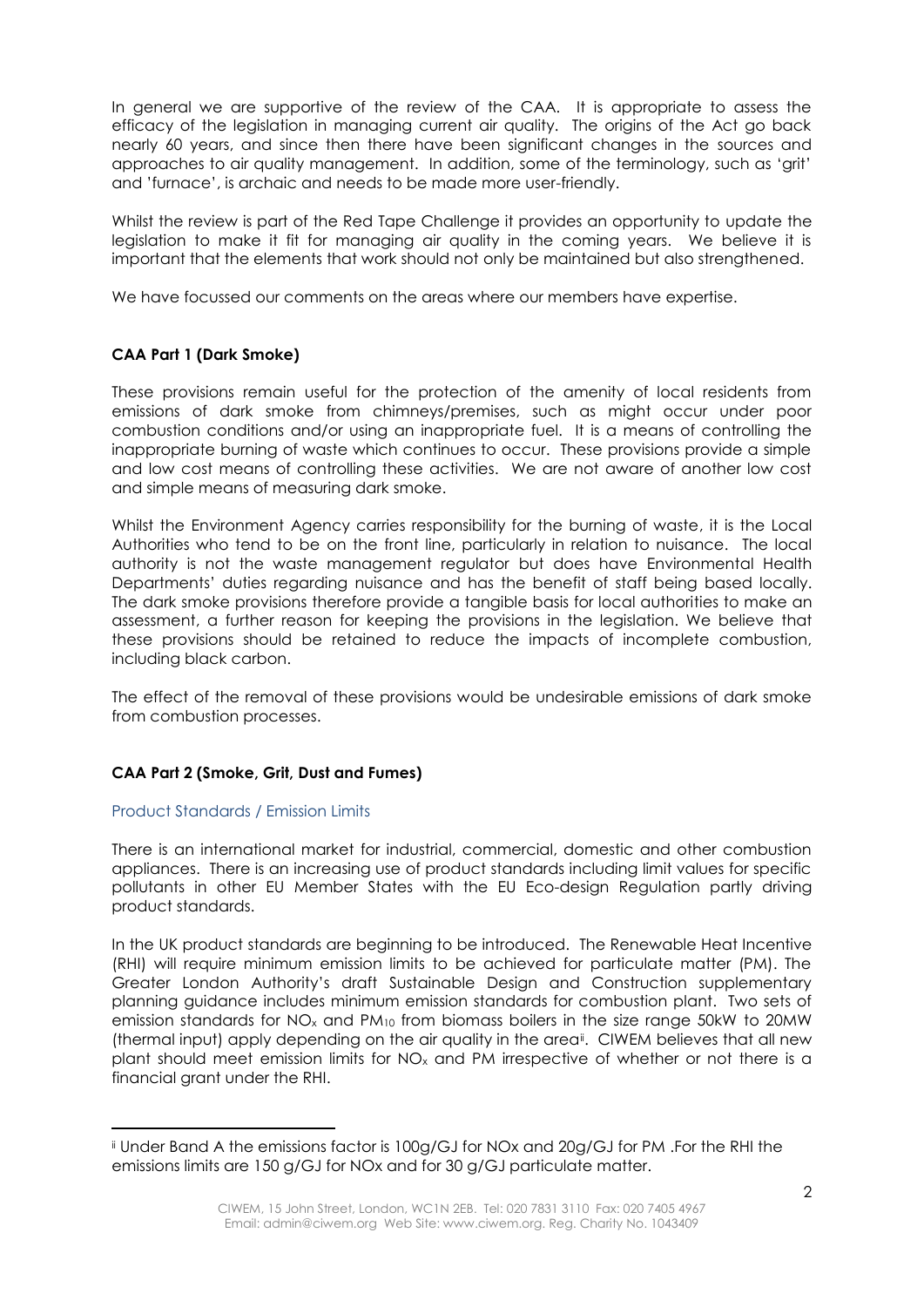In general we are supportive of the review of the CAA. It is appropriate to assess the efficacy of the legislation in managing current air quality. The origins of the Act go back nearly 60 years, and since then there have been significant changes in the sources and approaches to air quality management. In addition, some of the terminology, such as 'grit' and 'furnace', is archaic and needs to be made more user-friendly.

Whilst the review is part of the Red Tape Challenge it provides an opportunity to update the legislation to make it fit for managing air quality in the coming years. We believe it is important that the elements that work should not only be maintained but also strengthened.

We have focussed our comments on the areas where our members have expertise.

### CAA Part 1 (Dark Smoke)

These provisions remain useful for the protection of the amenity of local residents from emissions of dark smoke from chimneys/premises, such as might occur under poor combustion conditions and/or using an inappropriate fuel. It is a means of controlling the inappropriate burning of waste which continues to occur. These provisions provide a simple and low cost means of controlling these activities. We are not aware of another low cost and simple means of measuring dark smoke.

Whilst the Environment Agency carries responsibility for the burning of waste, it is the Local Authorities who tend to be on the front line, particularly in relation to nuisance. The local authority is not the waste management regulator but does have Environmental Health Departments' duties regarding nuisance and has the benefit of staff being based locally. The dark smoke provisions therefore provide a tangible basis for local authorities to make an assessment, a further reason for keeping the provisions in the legislation. We believe that these provisions should be retained to reduce the impacts of incomplete combustion, including black carbon.

The effect of the removal of these provisions would be undesirable emissions of dark smoke from combustion processes.

### CAA Part 2 (Smoke, Grit, Dust and Fumes)

#### Product Standards / Emission Limits

There is an international market for industrial, commercial, domestic and other combustion appliances. There is an increasing use of product standards including limit values for specific pollutants in other EU Member States with the EU Eco-design Regulation partly driving product standards.

In the UK product standards are beginning to be introduced. The Renewable Heat Incentive (RHI) will require minimum emission limits to be achieved for particulate matter (PM). The Greater London Authority's draft Sustainable Design and Construction supplementary planning guidance includes minimum emission standards for combustion plant. Two sets of emission standards for $NO_x$ and $PM_{10}$ from biomass boilers in the size range 50kW to 20MW (thermal input) apply depending on the air quality in the area[ii]. CIWEM believes that all new plant should meet emission limits for $NO_x$ and PM irrespective of whether or not there is a financial grant under the RHI.

---

[ii] Under Band A the emissions factor is 100g/GJ for NOx and 20g/GJ for PM .For the RHI the emissions limits are 150 g/GJ for NOx and for 30 g/GJ particulate matter.

CIWEM, 15 John Street, London, WC1N 2EB. Tel: 020 7831 3110 Fax: 020 7405 4967
Email: admin@ciwem.org Web Site: www.ciwem.org. Reg. Charity No. 1043409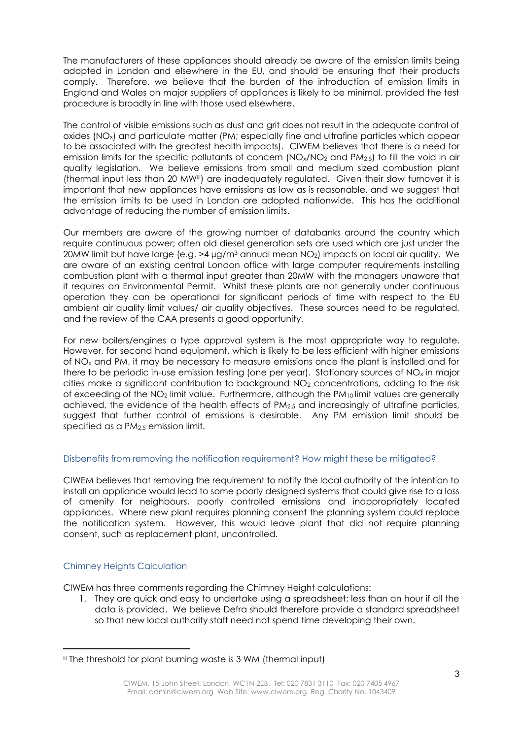The manufacturers of these appliances should already be aware of the emission limits being adopted in London and elsewhere in the EU, and should be ensuring that their products comply. Therefore, we believe that the burden of the introduction of emission limits in England and Wales on major suppliers of appliances is likely to be minimal, provided the test procedure is broadly in line with those used elsewhere.

The control of visible emissions such as dust and grit does not result in the adequate control of oxides ($NO_x$) and particulate matter (PM; especially fine and ultrafine particles which appear to be associated with the greatest health impacts). CIWEM believes that there is a need for emission limits for the specific pollutants of concern ($NO_x$/$NO_2$ and $PM_{2.5}$) to fill the void in air quality legislation. We believe emissions from small and medium sized combustion plant (thermal input less than 20 MW[iii]) are inadequately regulated. Given their slow turnover it is important that new appliances have emissions as low as is reasonable, and we suggest that the emission limits to be used in London are adopted nationwide. This has the additional advantage of reducing the number of emission limits.

Our members are aware of the growing number of databanks around the country which require continuous power; often old diesel generation sets are used which are just under the 20MW limit but have large (e.g. >4 µg/m$^3$ annual mean $NO_2$) impacts on local air quality. We are aware of an existing central London office with large computer requirements installing combustion plant with a thermal input greater than 20MW with the managers unaware that it requires an Environmental Permit. Whilst these plants are not generally under continuous operation they can be operational for significant periods of time with respect to the EU ambient air quality limit values/ air quality objectives. These sources need to be regulated, and the review of the CAA presents a good opportunity.

For new boilers/engines a type approval system is the most appropriate way to regulate. However, for second hand equipment, which is likely to be less efficient with higher emissions of $NO_x$ and PM, it may be necessary to measure emissions once the plant is installed and for there to be periodic in-use emission testing (one per year). Stationary sources of $NO_x$ in major cities make a significant contribution to background $NO_2$ concentrations, adding to the risk of exceeding of the $NO_2$ limit value. Furthermore, although the $PM_{10}$ limit values are generally achieved, the evidence of the health effects of $PM_{2.5}$ and increasingly of ultrafine particles, suggest that further control of emissions is desirable. Any PM emission limit should be specified as a $PM_{2.5}$ emission limit.

### Disbenefits from removing the notification requirement? How might these be mitigated?

CIWEM believes that removing the requirement to notify the local authority of the intention to install an appliance would lead to some poorly designed systems that could give rise to a loss of amenity for neighbours, poorly controlled emissions and inappropriately located appliances. Where new plant requires planning consent the planning system could replace the notification system. However, this would leave plant that did not require planning consent, such as replacement plant, uncontrolled.

### Chimney Heights Calculation

CIWEM has three comments regarding the Chimney Height calculations:

1. They are quick and easy to undertake using a spreadsheet; less than an hour if all the data is provided. We believe Defra should therefore provide a standard spreadsheet so that new local authority staff need not spend time developing their own.

---

[iii] The threshold for plant burning waste is 3 WM (thermal input)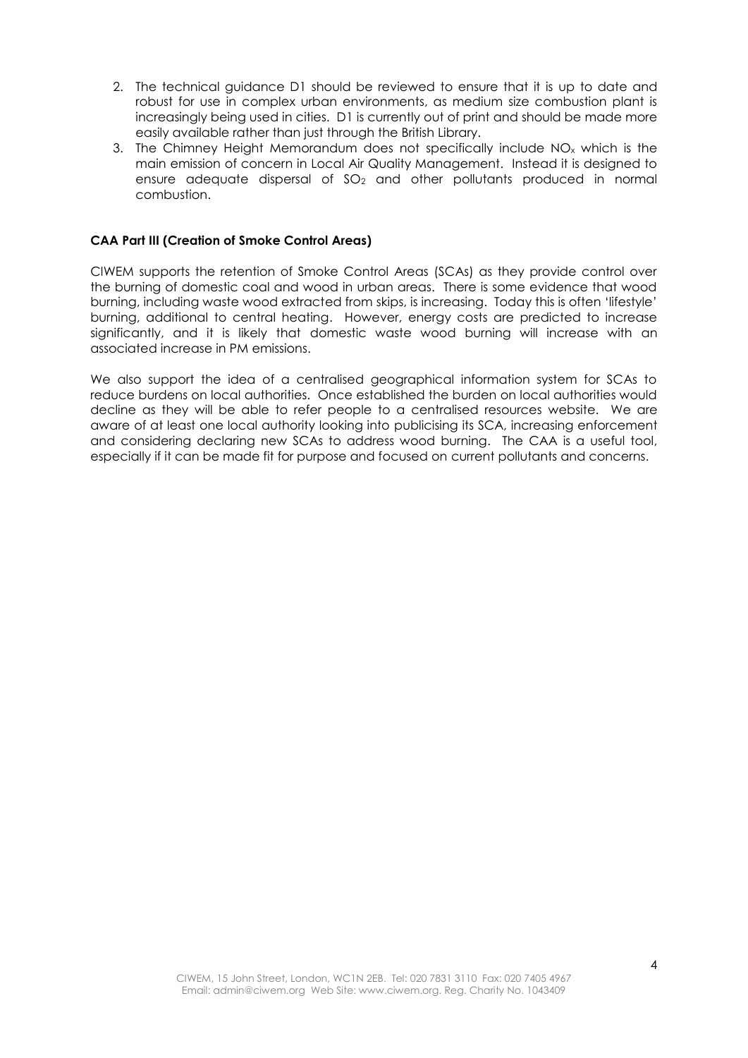2. The technical guidance D1 should be reviewed to ensure that it is up to date and robust for use in complex urban environments, as medium size combustion plant is increasingly being used in cities. D1 is currently out of print and should be made more easily available rather than just through the British Library.
3. The Chimney Height Memorandum does not specifically include $NO_x$ which is the main emission of concern in Local Air Quality Management. Instead it is designed to ensure adequate dispersal of $SO_2$ and other pollutants produced in normal combustion.

**CAA Part III (Creation of Smoke Control Areas)**

CIWEM supports the retention of Smoke Control Areas (SCAs) as they provide control over the burning of domestic coal and wood in urban areas. There is some evidence that wood burning, including waste wood extracted from skips, is increasing. Today this is often 'lifestyle' burning, additional to central heating. However, energy costs are predicted to increase significantly, and it is likely that domestic waste wood burning will increase with an associated increase in PM emissions.

We also support the idea of a centralised geographical information system for SCAs to reduce burdens on local authorities. Once established the burden on local authorities would decline as they will be able to refer people to a centralised resources website. We are aware of at least one local authority looking into publicising its SCA, increasing enforcement and considering declaring new SCAs to address wood burning. The CAA is a useful tool, especially if it can be made fit for purpose and focused on current pollutants and concerns.